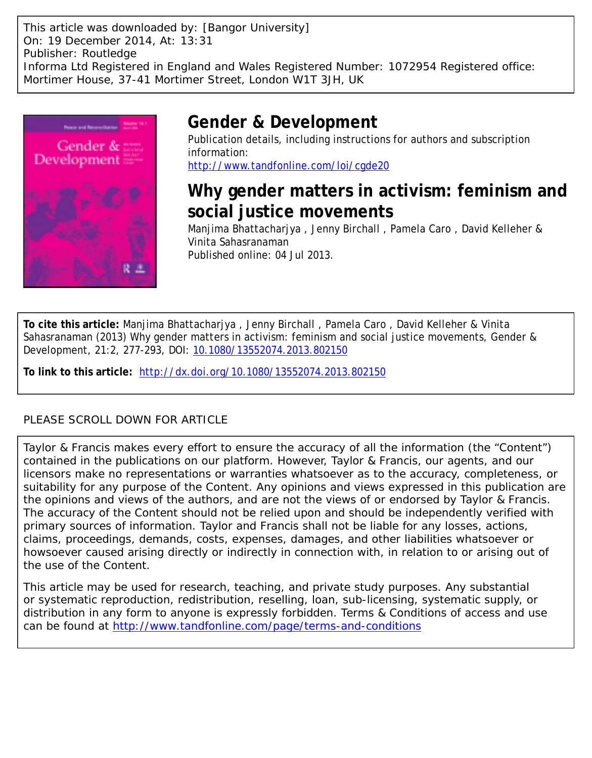This article was downloaded by: [Bangor University]
On: 19 December 2014, At: 13:31
Publisher: Routledge
Informa Ltd Registered in England and Wales Registered Number: 1072954 Registered office: Mortimer House, 37-41 Mortimer Street, London W1T 3JH, UK

# Gender & Development

Publication details, including instructions for authors and subscription information:
http://www.tandfonline.com/loi/cgde20

# Why gender matters in activism: feminism and social justice movements

Manjima Bhattacharjya , Jenny Birchall , Pamela Caro , David Kelleher & Vinita Sahasranaman

Published online: 04 Jul 2013.

**To cite this article:** Manjima Bhattacharjya , Jenny Birchall , Pamela Caro , David Kelleher & Vinita Sahasranaman (2013) Why gender matters in activism: feminism and social justice movements, Gender & Development, 21:2, 277-293, DOI: 10.1080/13552074.2013.802150

**To link to this article:** http://dx.doi.org/10.1080/13552074.2013.802150

PLEASE SCROLL DOWN FOR ARTICLE

Taylor & Francis makes every effort to ensure the accuracy of all the information (the "Content") contained in the publications on our platform. However, Taylor & Francis, our agents, and our licensors make no representations or warranties whatsoever as to the accuracy, completeness, or suitability for any purpose of the Content. Any opinions and views expressed in this publication are the opinions and views of the authors, and are not the views of or endorsed by Taylor & Francis. The accuracy of the Content should not be relied upon and should be independently verified with primary sources of information. Taylor and Francis shall not be liable for any losses, actions, claims, proceedings, demands, costs, expenses, damages, and other liabilities whatsoever or howsoever caused arising directly or indirectly in connection with, in relation to or arising out of the use of the Content.

This article may be used for research, teaching, and private study purposes. Any substantial or systematic reproduction, redistribution, reselling, loan, sub-licensing, systematic supply, or distribution in any form to anyone is expressly forbidden. Terms & Conditions of access and use can be found at http://www.tandfonline.com/page/terms-and-conditions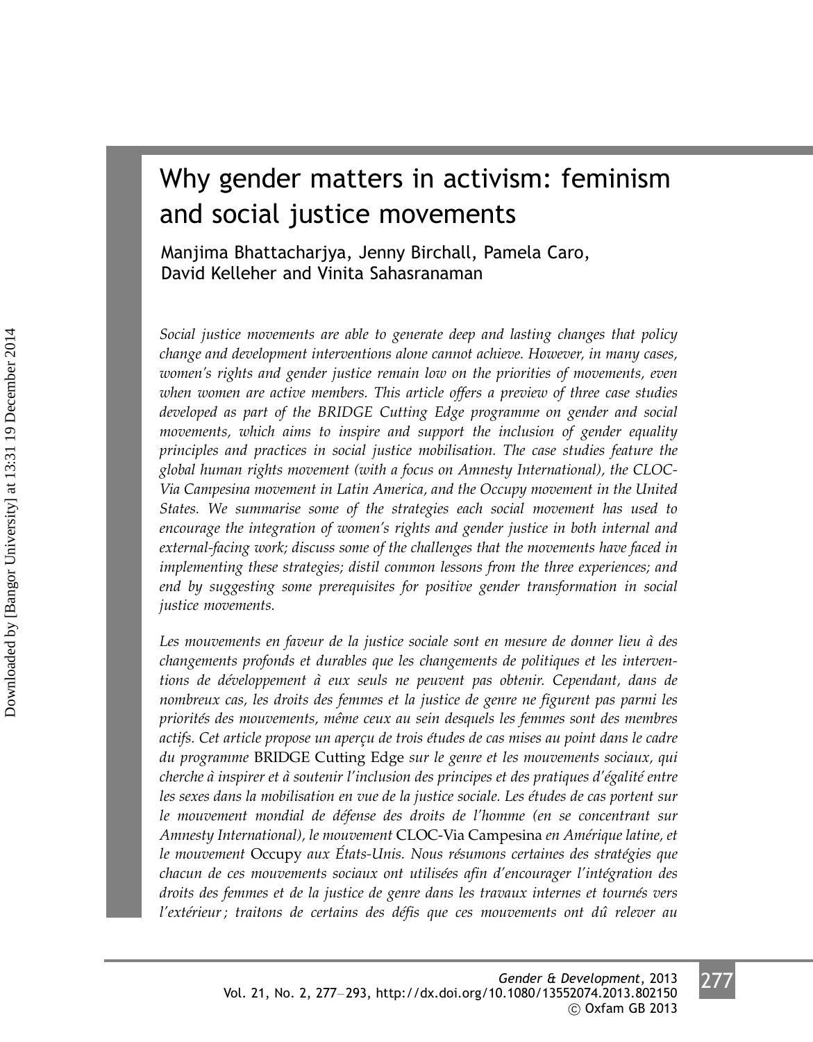# Why gender matters in activism: feminism and social justice movements

Manjima Bhattacharjya, Jenny Birchall, Pamela Caro, David Kelleher and Vinita Sahasranaman

*Social justice movements are able to generate deep and lasting changes that policy change and development interventions alone cannot achieve. However, in many cases, women's rights and gender justice remain low on the priorities of movements, even when women are active members. This article offers a preview of three case studies developed as part of the BRIDGE Cutting Edge programme on gender and social movements, which aims to inspire and support the inclusion of gender equality principles and practices in social justice mobilisation. The case studies feature the global human rights movement (with a focus on Amnesty International), the CLOC-Via Campesina movement in Latin America, and the Occupy movement in the United States. We summarise some of the strategies each social movement has used to encourage the integration of women's rights and gender justice in both internal and external-facing work; discuss some of the challenges that the movements have faced in implementing these strategies; distil common lessons from the three experiences; and end by suggesting some prerequisites for positive gender transformation in social justice movements.*

*Les mouvements en faveur de la justice sociale sont en mesure de donner lieu à des changements profonds et durables que les changements de politiques et les interventions de développement à eux seuls ne peuvent pas obtenir. Cependant, dans de nombreux cas, les droits des femmes et la justice de genre ne figurent pas parmi les priorités des mouvements, même ceux au sein desquels les femmes sont des membres actifs. Cet article propose un aperçu de trois études de cas mises au point dans le cadre du programme* BRIDGE Cutting Edge *sur le genre et les mouvements sociaux, qui cherche à inspirer et à soutenir l'inclusion des principes et des pratiques d'égalité entre les sexes dans la mobilisation en vue de la justice sociale. Les études de cas portent sur le mouvement mondial de défense des droits de l'homme (en se concentrant sur Amnesty International), le mouvement* CLOC-Via Campesina *en Amérique latine, et le mouvement* Occupy *aux États-Unis. Nous résumons certaines des stratégies que chacun de ces mouvements sociaux ont utilisées afin d'encourager l'intégration des droits des femmes et de la justice de genre dans les travaux internes et tournés vers l'extérieur ; traitons de certains des défis que ces mouvements ont dû relever au*

Gender & Development, 2013
Vol. 21, No. 2, 277–293, http://dx.doi.org/10.1080/13552074.2013.802150
© Oxfam GB 2013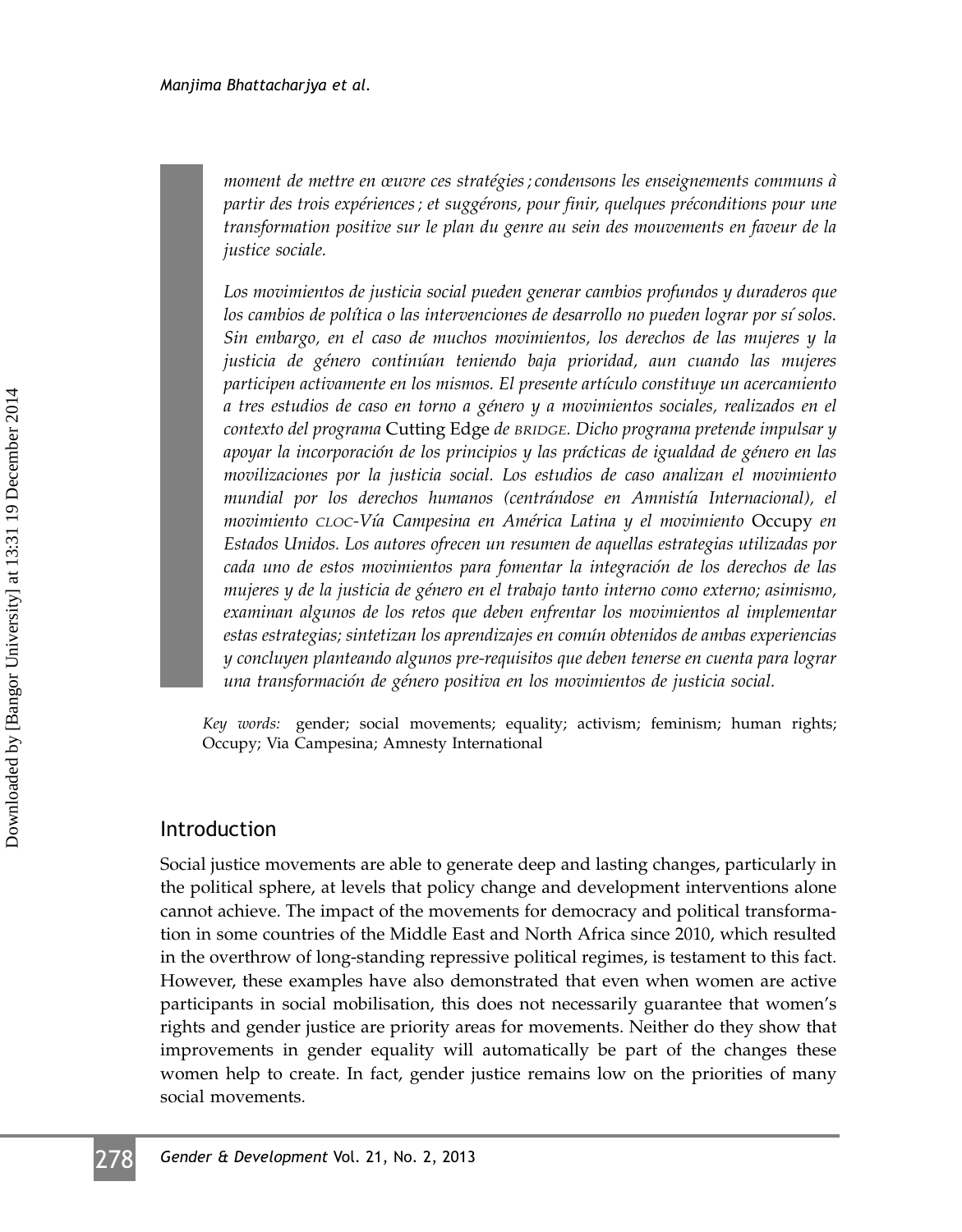*moment de mettre en œuvre ces stratégies ; condensons les enseignements communs à partir des trois expériences ; et suggérons, pour finir, quelques préconditions pour une transformation positive sur le plan du genre au sein des mouvements en faveur de la justice sociale.*

*Los movimientos de justicia social pueden generar cambios profundos y duraderos que los cambios de política o las intervenciones de desarrollo no pueden lograr por sí solos. Sin embargo, en el caso de muchos movimientos, los derechos de las mujeres y la justicia de género continúan teniendo baja prioridad, aun cuando las mujeres participen activamente en los mismos. El presente artículo constituye un acercamiento a tres estudios de caso en torno a género y a movimientos sociales, realizados en el contexto del programa* Cutting Edge *de BRIDGE. Dicho programa pretende impulsar y apoyar la incorporación de los principios y las prácticas de igualdad de género en las movilizaciones por la justicia social. Los estudios de caso analizan el movimiento mundial por los derechos humanos (centrándose en Amnistía Internacional), el movimiento CLOC-Vía Campesina en América Latina y el movimiento* Occupy *en Estados Unidos. Los autores ofrecen un resumen de aquellas estrategias utilizadas por cada uno de estos movimientos para fomentar la integración de los derechos de las mujeres y de la justicia de género en el trabajo tanto interno como externo; asimismo, examinan algunos de los retos que deben enfrentar los movimientos al implementar estas estrategias; sintetizan los aprendizajes en común obtenidos de ambas experiencias y concluyen planteando algunos pre-requisitos que deben tenerse en cuenta para lograr una transformación de género positiva en los movimientos de justicia social.*

*Key words:* gender; social movements; equality; activism; feminism; human rights; Occupy; Via Campesina; Amnesty International

## Introduction

Social justice movements are able to generate deep and lasting changes, particularly in the political sphere, at levels that policy change and development interventions alone cannot achieve. The impact of the movements for democracy and political transformation in some countries of the Middle East and North Africa since 2010, which resulted in the overthrow of long-standing repressive political regimes, is testament to this fact. However, these examples have also demonstrated that even when women are active participants in social mobilisation, this does not necessarily guarantee that women's rights and gender justice are priority areas for movements. Neither do they show that improvements in gender equality will automatically be part of the changes these women help to create. In fact, gender justice remains low on the priorities of many social movements.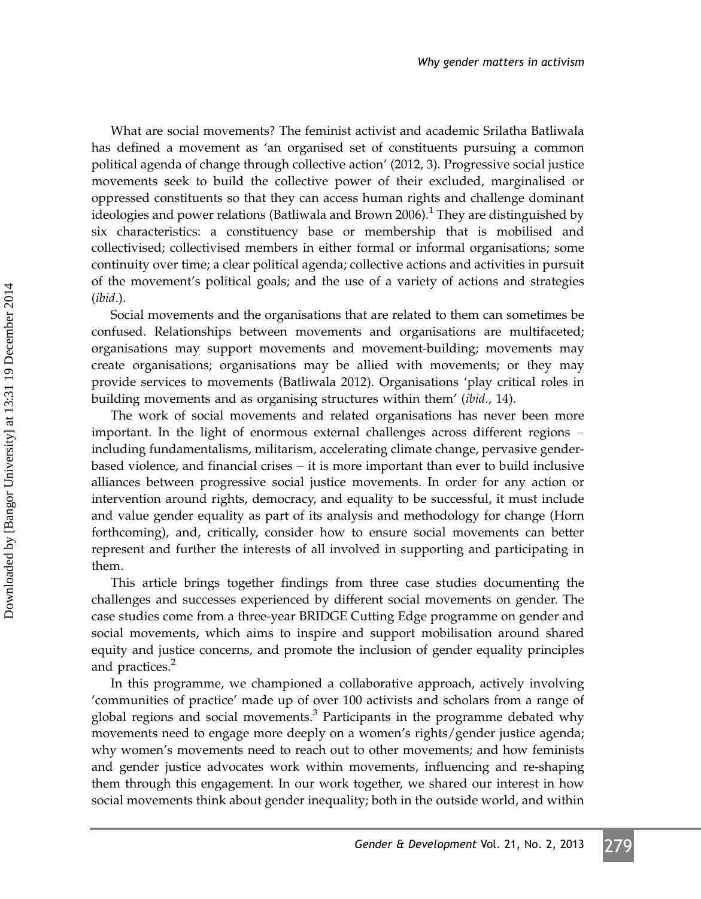What are social movements? The feminist activist and academic Srilatha Batliwala has defined a movement as 'an organised set of constituents pursuing a common political agenda of change through collective action' (2012, 3). Progressive social justice movements seek to build the collective power of their excluded, marginalised or oppressed constituents so that they can access human rights and challenge dominant ideologies and power relations (Batliwala and Brown 2006).[1] They are distinguished by six characteristics: a constituency base or membership that is mobilised and collectivised; collectivised members in either formal or informal organisations; some continuity over time; a clear political agenda; collective actions and activities in pursuit of the movement's political goals; and the use of a variety of actions and strategies (*ibid.*).

Social movements and the organisations that are related to them can sometimes be confused. Relationships between movements and organisations are multifaceted; organisations may support movements and movement-building; movements may create organisations; organisations may be allied with movements; or they may provide services to movements (Batliwala 2012). Organisations 'play critical roles in building movements and as organising structures within them' (*ibid.*, 14).

The work of social movements and related organisations has never been more important. In the light of enormous external challenges across different regions – including fundamentalisms, militarism, accelerating climate change, pervasive gender-based violence, and financial crises – it is more important than ever to build inclusive alliances between progressive social justice movements. In order for any action or intervention around rights, democracy, and equality to be successful, it must include and value gender equality as part of its analysis and methodology for change (Horn forthcoming), and, critically, consider how to ensure social movements can better represent and further the interests of all involved in supporting and participating in them.

This article brings together findings from three case studies documenting the challenges and successes experienced by different social movements on gender. The case studies come from a three-year BRIDGE Cutting Edge programme on gender and social movements, which aims to inspire and support mobilisation around shared equity and justice concerns, and promote the inclusion of gender equality principles and practices.[2]

In this programme, we championed a collaborative approach, actively involving 'communities of practice' made up of over 100 activists and scholars from a range of global regions and social movements.[3] Participants in the programme debated why movements need to engage more deeply on a women's rights/gender justice agenda; why women's movements need to reach out to other movements; and how feminists and gender justice advocates work within movements, influencing and re-shaping them through this engagement. In our work together, we shared our interest in how social movements think about gender inequality; both in the outside world, and within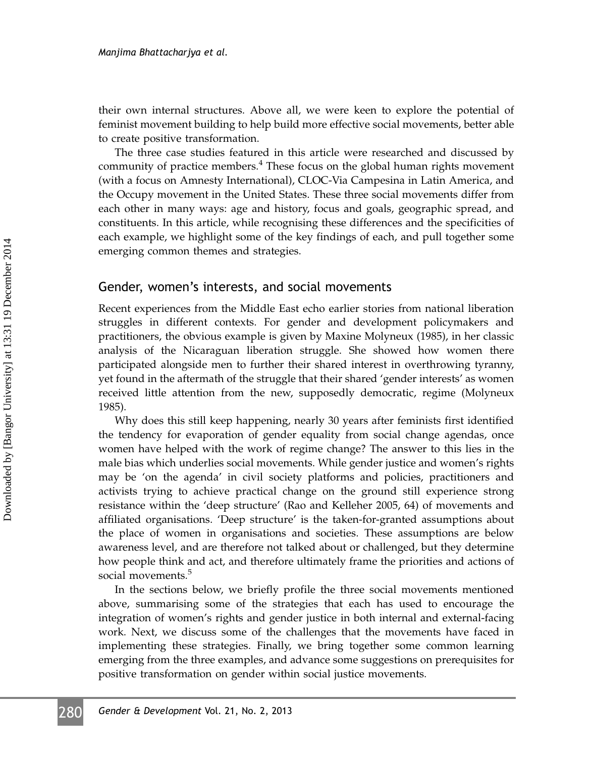their own internal structures. Above all, we were keen to explore the potential of feminist movement building to help build more effective social movements, better able to create positive transformation.

The three case studies featured in this article were researched and discussed by community of practice members.[4] These focus on the global human rights movement (with a focus on Amnesty International), CLOC-Via Campesina in Latin America, and the Occupy movement in the United States. These three social movements differ from each other in many ways: age and history, focus and goals, geographic spread, and constituents. In this article, while recognising these differences and the specificities of each example, we highlight some of the key findings of each, and pull together some emerging common themes and strategies.

## Gender, women's interests, and social movements

Recent experiences from the Middle East echo earlier stories from national liberation struggles in different contexts. For gender and development policymakers and practitioners, the obvious example is given by Maxine Molyneux (1985), in her classic analysis of the Nicaraguan liberation struggle. She showed how women there participated alongside men to further their shared interest in overthrowing tyranny, yet found in the aftermath of the struggle that their shared 'gender interests' as women received little attention from the new, supposedly democratic, regime (Molyneux 1985).

Why does this still keep happening, nearly 30 years after feminists first identified the tendency for evaporation of gender equality from social change agendas, once women have helped with the work of regime change? The answer to this lies in the male bias which underlies social movements. While gender justice and women's rights may be 'on the agenda' in civil society platforms and policies, practitioners and activists trying to achieve practical change on the ground still experience strong resistance within the 'deep structure' (Rao and Kelleher 2005, 64) of movements and affiliated organisations. 'Deep structure' is the taken-for-granted assumptions about the place of women in organisations and societies. These assumptions are below awareness level, and are therefore not talked about or challenged, but they determine how people think and act, and therefore ultimately frame the priorities and actions of social movements.[5]

In the sections below, we briefly profile the three social movements mentioned above, summarising some of the strategies that each has used to encourage the integration of women's rights and gender justice in both internal and external-facing work. Next, we discuss some of the challenges that the movements have faced in implementing these strategies. Finally, we bring together some common learning emerging from the three examples, and advance some suggestions on prerequisites for positive transformation on gender within social justice movements.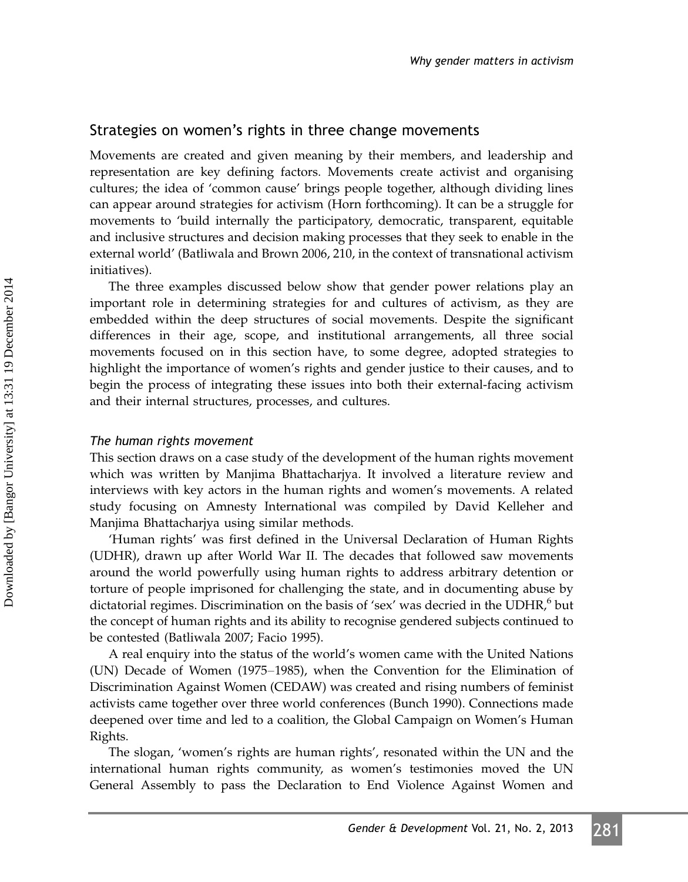## Strategies on women's rights in three change movements

Movements are created and given meaning by their members, and leadership and representation are key defining factors. Movements create activist and organising cultures; the idea of 'common cause' brings people together, although dividing lines can appear around strategies for activism (Horn forthcoming). It can be a struggle for movements to 'build internally the participatory, democratic, transparent, equitable and inclusive structures and decision making processes that they seek to enable in the external world' (Batliwala and Brown 2006, 210, in the context of transnational activism initiatives).

The three examples discussed below show that gender power relations play an important role in determining strategies for and cultures of activism, as they are embedded within the deep structures of social movements. Despite the significant differences in their age, scope, and institutional arrangements, all three social movements focused on in this section have, to some degree, adopted strategies to highlight the importance of women's rights and gender justice to their causes, and to begin the process of integrating these issues into both their external-facing activism and their internal structures, processes, and cultures.

### *The human rights movement*

This section draws on a case study of the development of the human rights movement which was written by Manjima Bhattacharjya. It involved a literature review and interviews with key actors in the human rights and women's movements. A related study focusing on Amnesty International was compiled by David Kelleher and Manjima Bhattacharjya using similar methods.

'Human rights' was first defined in the Universal Declaration of Human Rights (UDHR), drawn up after World War II. The decades that followed saw movements around the world powerfully using human rights to address arbitrary detention or torture of people imprisoned for challenging the state, and in documenting abuse by dictatorial regimes. Discrimination on the basis of 'sex' was decried in the UDHR,[6] but the concept of human rights and its ability to recognise gendered subjects continued to be contested (Batliwala 2007; Facio 1995).

A real enquiry into the status of the world's women came with the United Nations (UN) Decade of Women (1975–1985), when the Convention for the Elimination of Discrimination Against Women (CEDAW) was created and rising numbers of feminist activists came together over three world conferences (Bunch 1990). Connections made deepened over time and led to a coalition, the Global Campaign on Women's Human Rights.

The slogan, 'women's rights are human rights', resonated within the UN and the international human rights community, as women's testimonies moved the UN General Assembly to pass the Declaration to End Violence Against Women and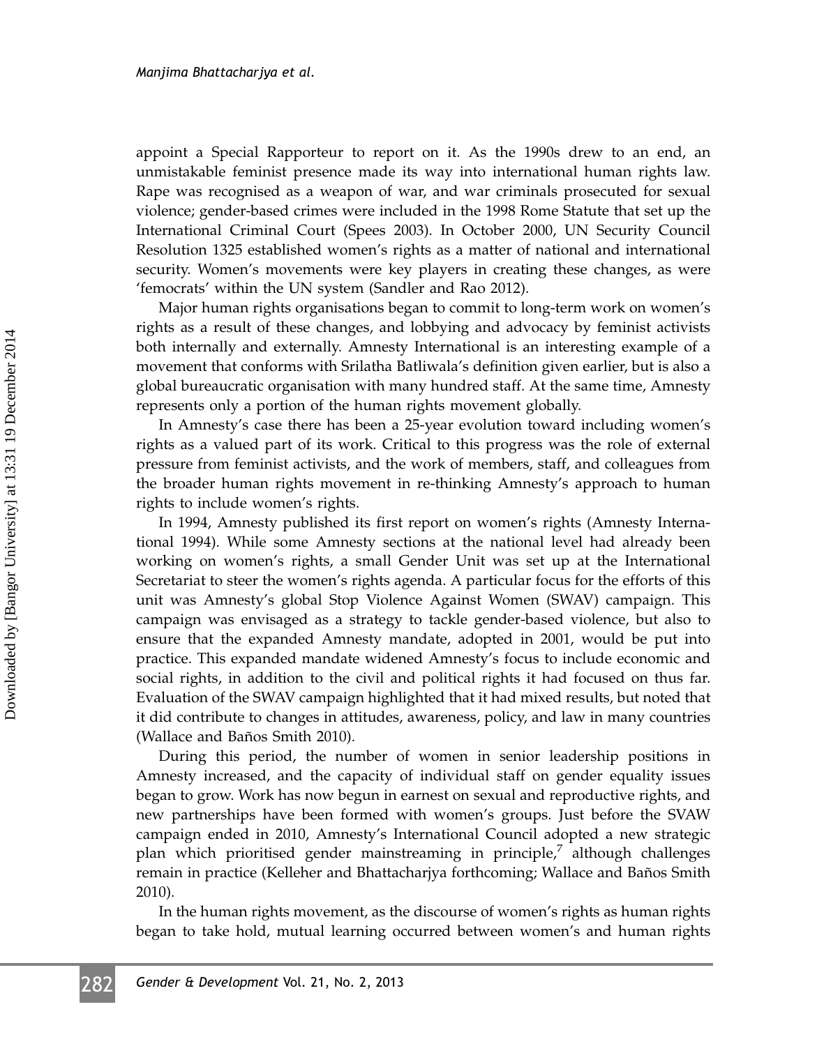appoint a Special Rapporteur to report on it. As the 1990s drew to an end, an unmistakable feminist presence made its way into international human rights law. Rape was recognised as a weapon of war, and war criminals prosecuted for sexual violence; gender-based crimes were included in the 1998 Rome Statute that set up the International Criminal Court (Spees 2003). In October 2000, UN Security Council Resolution 1325 established women's rights as a matter of national and international security. Women's movements were key players in creating these changes, as were 'femocrats' within the UN system (Sandler and Rao 2012).

Major human rights organisations began to commit to long-term work on women's rights as a result of these changes, and lobbying and advocacy by feminist activists both internally and externally. Amnesty International is an interesting example of a movement that conforms with Srilatha Batliwala's definition given earlier, but is also a global bureaucratic organisation with many hundred staff. At the same time, Amnesty represents only a portion of the human rights movement globally.

In Amnesty's case there has been a 25-year evolution toward including women's rights as a valued part of its work. Critical to this progress was the role of external pressure from feminist activists, and the work of members, staff, and colleagues from the broader human rights movement in re-thinking Amnesty's approach to human rights to include women's rights.

In 1994, Amnesty published its first report on women's rights (Amnesty International 1994). While some Amnesty sections at the national level had already been working on women's rights, a small Gender Unit was set up at the International Secretariat to steer the women's rights agenda. A particular focus for the efforts of this unit was Amnesty's global Stop Violence Against Women (SWAV) campaign. This campaign was envisaged as a strategy to tackle gender-based violence, but also to ensure that the expanded Amnesty mandate, adopted in 2001, would be put into practice. This expanded mandate widened Amnesty's focus to include economic and social rights, in addition to the civil and political rights it had focused on thus far. Evaluation of the SWAV campaign highlighted that it had mixed results, but noted that it did contribute to changes in attitudes, awareness, policy, and law in many countries (Wallace and Baños Smith 2010).

During this period, the number of women in senior leadership positions in Amnesty increased, and the capacity of individual staff on gender equality issues began to grow. Work has now begun in earnest on sexual and reproductive rights, and new partnerships have been formed with women's groups. Just before the SVAW campaign ended in 2010, Amnesty's International Council adopted a new strategic plan which prioritised gender mainstreaming in principle,[7] although challenges remain in practice (Kelleher and Bhattacharjya forthcoming; Wallace and Baños Smith 2010).

In the human rights movement, as the discourse of women's rights as human rights began to take hold, mutual learning occurred between women's and human rights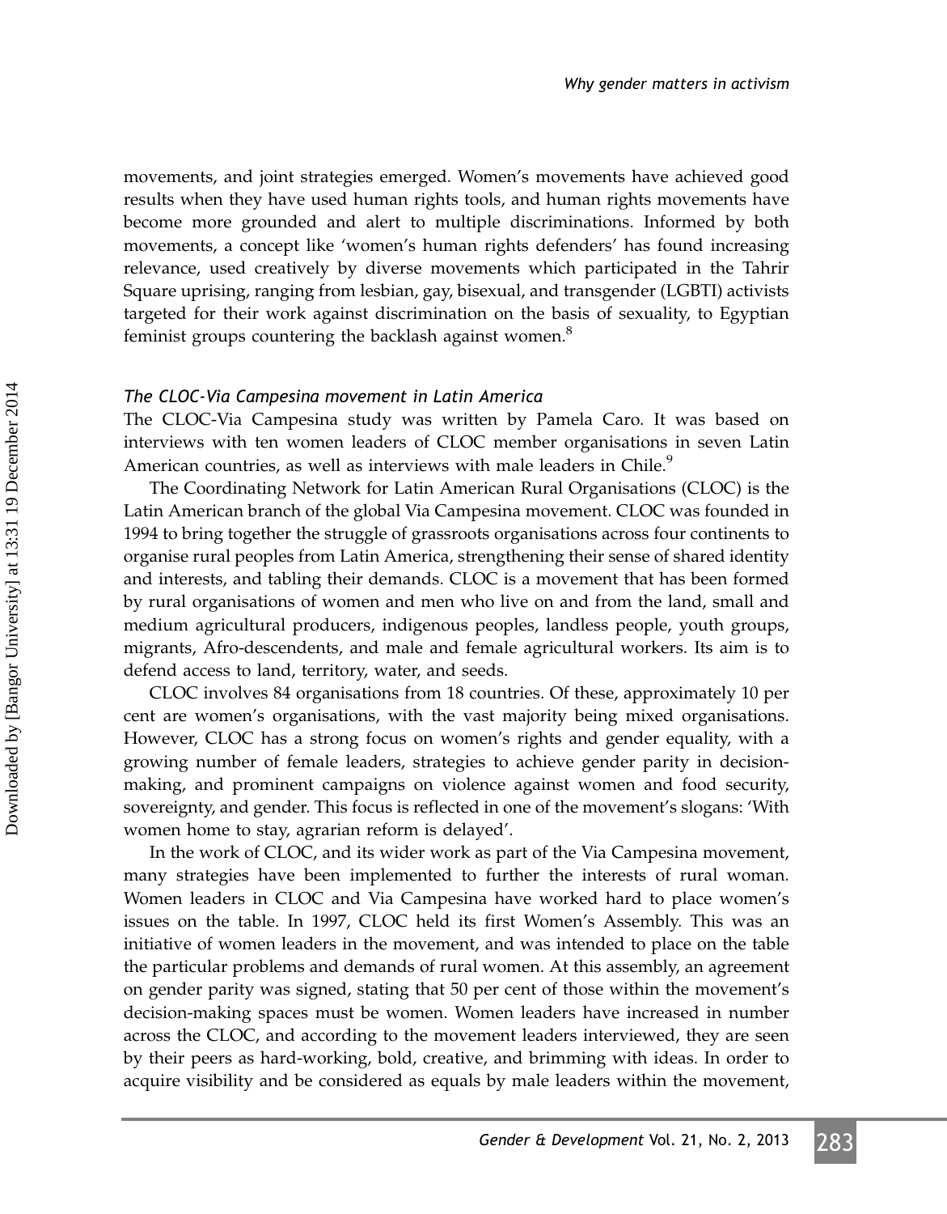movements, and joint strategies emerged. Women's movements have achieved good results when they have used human rights tools, and human rights movements have become more grounded and alert to multiple discriminations. Informed by both movements, a concept like 'women's human rights defenders' has found increasing relevance, used creatively by diverse movements which participated in the Tahrir Square uprising, ranging from lesbian, gay, bisexual, and transgender (LGBTI) activists targeted for their work against discrimination on the basis of sexuality, to Egyptian feminist groups countering the backlash against women.[8]

### *The CLOC-Via Campesina movement in Latin America*

The CLOC-Via Campesina study was written by Pamela Caro. It was based on interviews with ten women leaders of CLOC member organisations in seven Latin American countries, as well as interviews with male leaders in Chile.[9]

The Coordinating Network for Latin American Rural Organisations (CLOC) is the Latin American branch of the global Via Campesina movement. CLOC was founded in 1994 to bring together the struggle of grassroots organisations across four continents to organise rural peoples from Latin America, strengthening their sense of shared identity and interests, and tabling their demands. CLOC is a movement that has been formed by rural organisations of women and men who live on and from the land, small and medium agricultural producers, indigenous peoples, landless people, youth groups, migrants, Afro-descendents, and male and female agricultural workers. Its aim is to defend access to land, territory, water, and seeds.

CLOC involves 84 organisations from 18 countries. Of these, approximately 10 per cent are women's organisations, with the vast majority being mixed organisations. However, CLOC has a strong focus on women's rights and gender equality, with a growing number of female leaders, strategies to achieve gender parity in decision-making, and prominent campaigns on violence against women and food security, sovereignty, and gender. This focus is reflected in one of the movement's slogans: 'With women home to stay, agrarian reform is delayed'.

In the work of CLOC, and its wider work as part of the Via Campesina movement, many strategies have been implemented to further the interests of rural woman. Women leaders in CLOC and Via Campesina have worked hard to place women's issues on the table. In 1997, CLOC held its first Women's Assembly. This was an initiative of women leaders in the movement, and was intended to place on the table the particular problems and demands of rural women. At this assembly, an agreement on gender parity was signed, stating that 50 per cent of those within the movement's decision-making spaces must be women. Women leaders have increased in number across the CLOC, and according to the movement leaders interviewed, they are seen by their peers as hard-working, bold, creative, and brimming with ideas. In order to acquire visibility and be considered as equals by male leaders within the movement,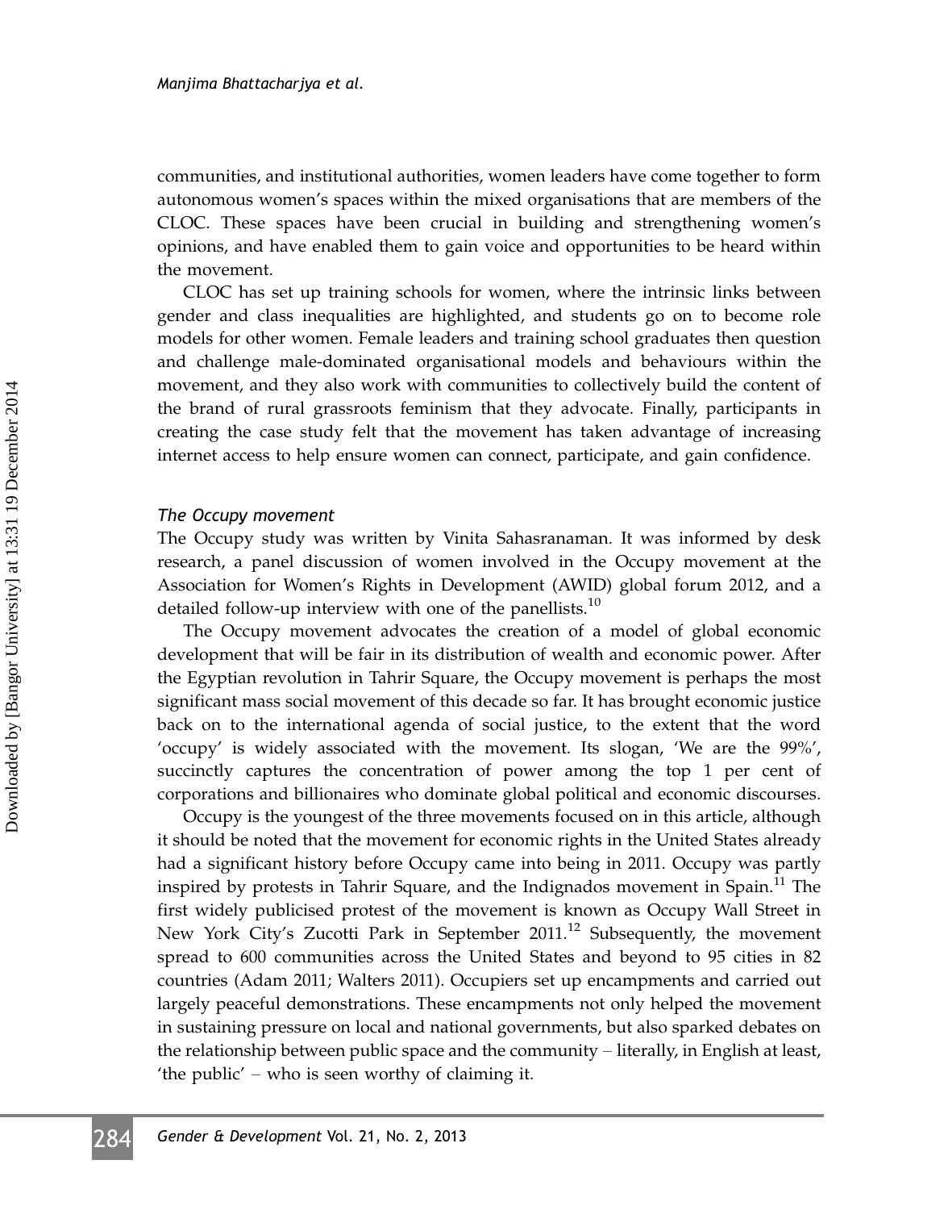communities, and institutional authorities, women leaders have come together to form autonomous women's spaces within the mixed organisations that are members of the CLOC. These spaces have been crucial in building and strengthening women's opinions, and have enabled them to gain voice and opportunities to be heard within the movement.

CLOC has set up training schools for women, where the intrinsic links between gender and class inequalities are highlighted, and students go on to become role models for other women. Female leaders and training school graduates then question and challenge male-dominated organisational models and behaviours within the movement, and they also work with communities to collectively build the content of the brand of rural grassroots feminism that they advocate. Finally, participants in creating the case study felt that the movement has taken advantage of increasing internet access to help ensure women can connect, participate, and gain confidence.

### *The Occupy movement*

The Occupy study was written by Vinita Sahasranaman. It was informed by desk research, a panel discussion of women involved in the Occupy movement at the Association for Women's Rights in Development (AWID) global forum 2012, and a detailed follow-up interview with one of the panellists.[10]

The Occupy movement advocates the creation of a model of global economic development that will be fair in its distribution of wealth and economic power. After the Egyptian revolution in Tahrir Square, the Occupy movement is perhaps the most significant mass social movement of this decade so far. It has brought economic justice back on to the international agenda of social justice, to the extent that the word 'occupy' is widely associated with the movement. Its slogan, 'We are the 99%', succinctly captures the concentration of power among the top 1 per cent of corporations and billionaires who dominate global political and economic discourses.

Occupy is the youngest of the three movements focused on in this article, although it should be noted that the movement for economic rights in the United States already had a significant history before Occupy came into being in 2011. Occupy was partly inspired by protests in Tahrir Square, and the Indignados movement in Spain.[11] The first widely publicised protest of the movement is known as Occupy Wall Street in New York City's Zucotti Park in September 2011.[12] Subsequently, the movement spread to 600 communities across the United States and beyond to 95 cities in 82 countries (Adam 2011; Walters 2011). Occupiers set up encampments and carried out largely peaceful demonstrations. These encampments not only helped the movement in sustaining pressure on local and national governments, but also sparked debates on the relationship between public space and the community – literally, in English at least, 'the public' – who is seen worthy of claiming it.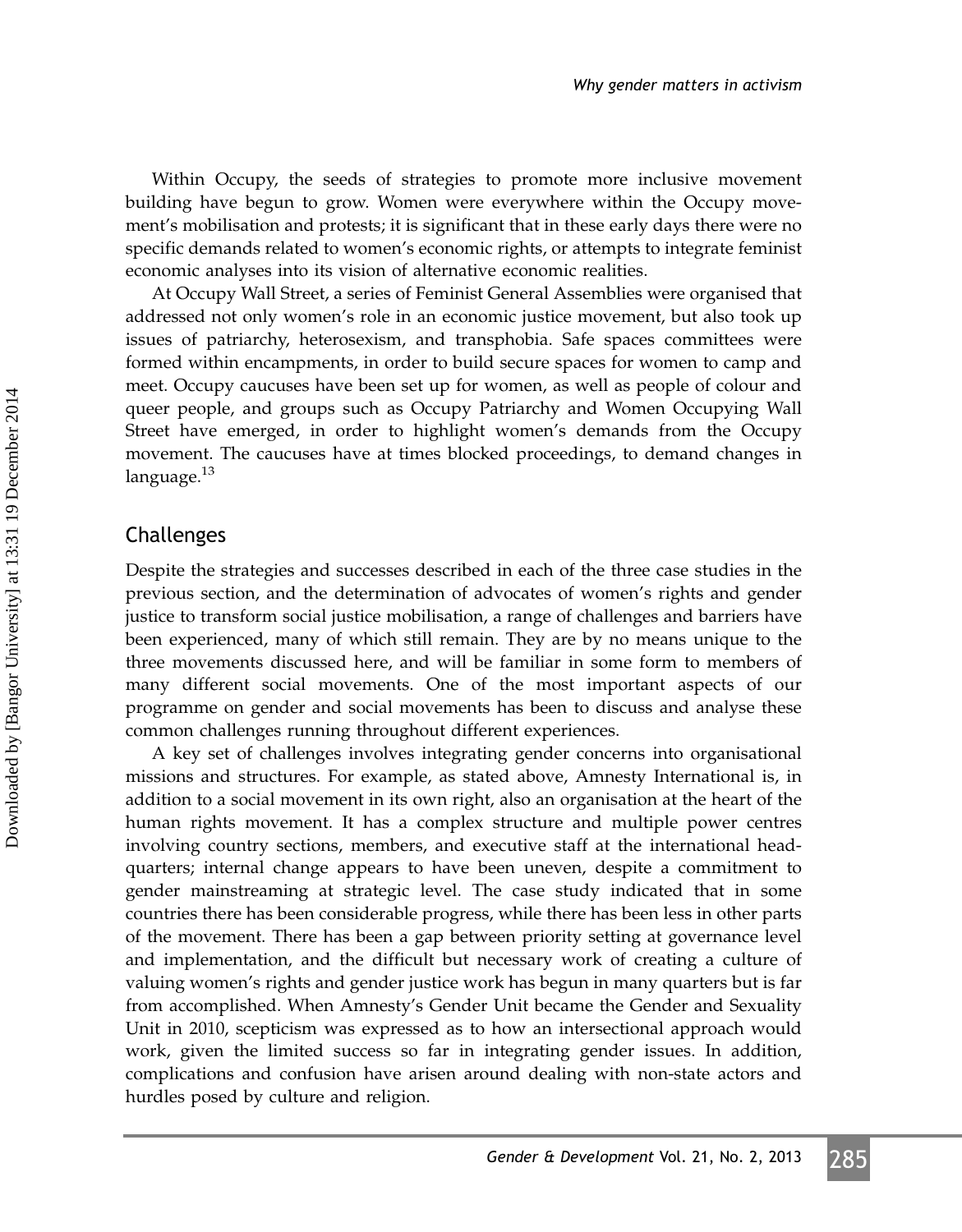Within Occupy, the seeds of strategies to promote more inclusive movement building have begun to grow. Women were everywhere within the Occupy movement's mobilisation and protests; it is significant that in these early days there were no specific demands related to women's economic rights, or attempts to integrate feminist economic analyses into its vision of alternative economic realities.

At Occupy Wall Street, a series of Feminist General Assemblies were organised that addressed not only women's role in an economic justice movement, but also took up issues of patriarchy, heterosexism, and transphobia. Safe spaces committees were formed within encampments, in order to build secure spaces for women to camp and meet. Occupy caucuses have been set up for women, as well as people of colour and queer people, and groups such as Occupy Patriarchy and Women Occupying Wall Street have emerged, in order to highlight women's demands from the Occupy movement. The caucuses have at times blocked proceedings, to demand changes in language.[13]

## Challenges

Despite the strategies and successes described in each of the three case studies in the previous section, and the determination of advocates of women's rights and gender justice to transform social justice mobilisation, a range of challenges and barriers have been experienced, many of which still remain. They are by no means unique to the three movements discussed here, and will be familiar in some form to members of many different social movements. One of the most important aspects of our programme on gender and social movements has been to discuss and analyse these common challenges running throughout different experiences.

A key set of challenges involves integrating gender concerns into organisational missions and structures. For example, as stated above, Amnesty International is, in addition to a social movement in its own right, also an organisation at the heart of the human rights movement. It has a complex structure and multiple power centres involving country sections, members, and executive staff at the international headquarters; internal change appears to have been uneven, despite a commitment to gender mainstreaming at strategic level. The case study indicated that in some countries there has been considerable progress, while there has been less in other parts of the movement. There has been a gap between priority setting at governance level and implementation, and the difficult but necessary work of creating a culture of valuing women's rights and gender justice work has begun in many quarters but is far from accomplished. When Amnesty's Gender Unit became the Gender and Sexuality Unit in 2010, scepticism was expressed as to how an intersectional approach would work, given the limited success so far in integrating gender issues. In addition, complications and confusion have arisen around dealing with non-state actors and hurdles posed by culture and religion.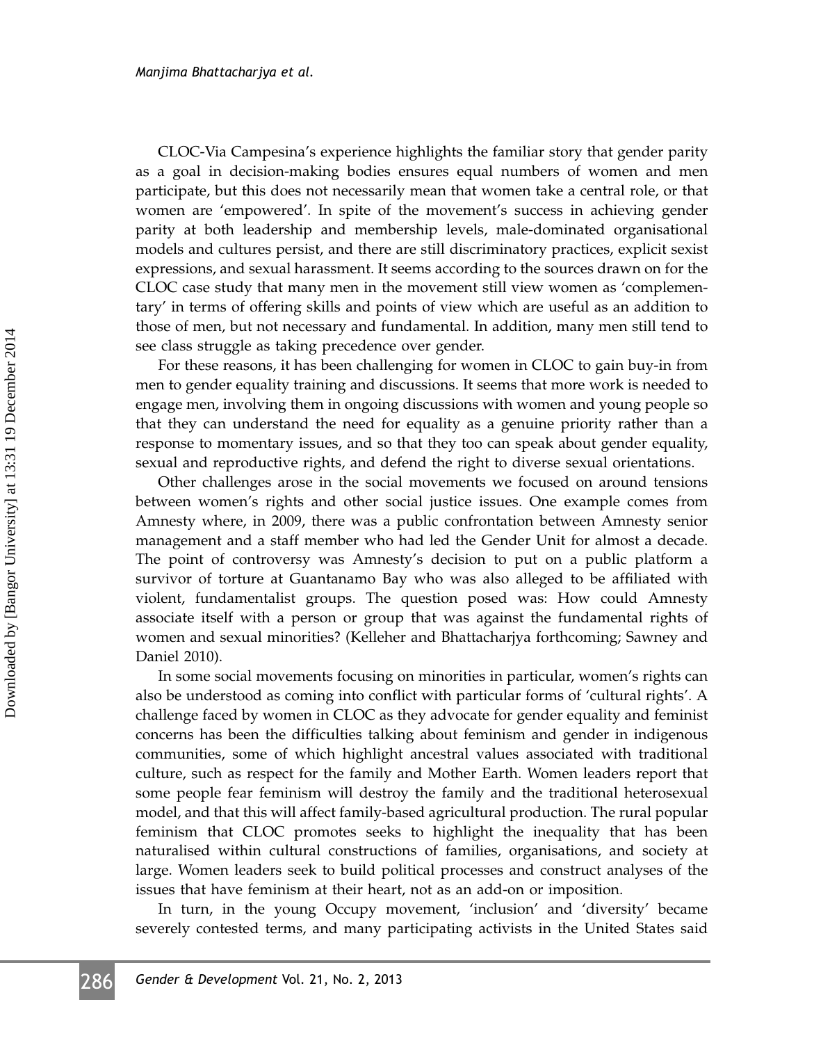CLOC-Via Campesina's experience highlights the familiar story that gender parity as a goal in decision-making bodies ensures equal numbers of women and men participate, but this does not necessarily mean that women take a central role, or that women are 'empowered'. In spite of the movement's success in achieving gender parity at both leadership and membership levels, male-dominated organisational models and cultures persist, and there are still discriminatory practices, explicit sexist expressions, and sexual harassment. It seems according to the sources drawn on for the CLOC case study that many men in the movement still view women as 'complementary' in terms of offering skills and points of view which are useful as an addition to those of men, but not necessary and fundamental. In addition, many men still tend to see class struggle as taking precedence over gender.

For these reasons, it has been challenging for women in CLOC to gain buy-in from men to gender equality training and discussions. It seems that more work is needed to engage men, involving them in ongoing discussions with women and young people so that they can understand the need for equality as a genuine priority rather than a response to momentary issues, and so that they too can speak about gender equality, sexual and reproductive rights, and defend the right to diverse sexual orientations.

Other challenges arose in the social movements we focused on around tensions between women's rights and other social justice issues. One example comes from Amnesty where, in 2009, there was a public confrontation between Amnesty senior management and a staff member who had led the Gender Unit for almost a decade. The point of controversy was Amnesty's decision to put on a public platform a survivor of torture at Guantanamo Bay who was also alleged to be affiliated with violent, fundamentalist groups. The question posed was: How could Amnesty associate itself with a person or group that was against the fundamental rights of women and sexual minorities? (Kelleher and Bhattacharjya forthcoming; Sawney and Daniel 2010).

In some social movements focusing on minorities in particular, women's rights can also be understood as coming into conflict with particular forms of 'cultural rights'. A challenge faced by women in CLOC as they advocate for gender equality and feminist concerns has been the difficulties talking about feminism and gender in indigenous communities, some of which highlight ancestral values associated with traditional culture, such as respect for the family and Mother Earth. Women leaders report that some people fear feminism will destroy the family and the traditional heterosexual model, and that this will affect family-based agricultural production. The rural popular feminism that CLOC promotes seeks to highlight the inequality that has been naturalised within cultural constructions of families, organisations, and society at large. Women leaders seek to build political processes and construct analyses of the issues that have feminism at their heart, not as an add-on or imposition.

In turn, in the young Occupy movement, 'inclusion' and 'diversity' became severely contested terms, and many participating activists in the United States said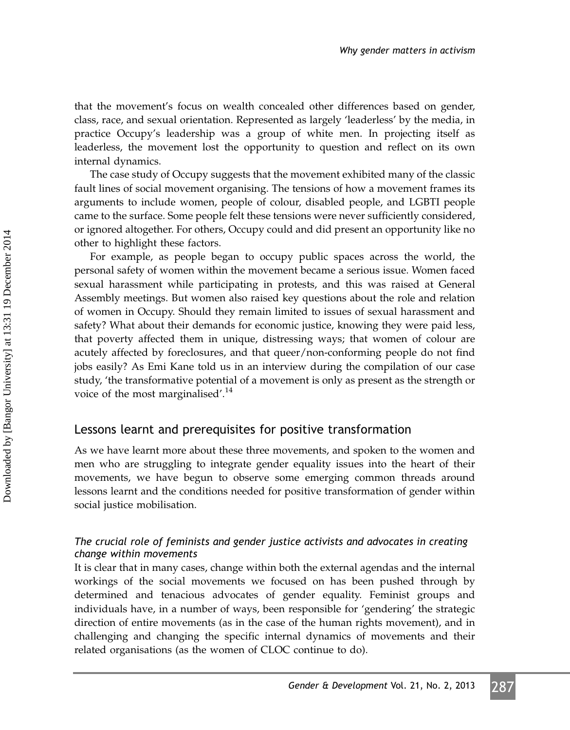that the movement's focus on wealth concealed other differences based on gender, class, race, and sexual orientation. Represented as largely 'leaderless' by the media, in practice Occupy's leadership was a group of white men. In projecting itself as leaderless, the movement lost the opportunity to question and reflect on its own internal dynamics.

The case study of Occupy suggests that the movement exhibited many of the classic fault lines of social movement organising. The tensions of how a movement frames its arguments to include women, people of colour, disabled people, and LGBTI people came to the surface. Some people felt these tensions were never sufficiently considered, or ignored altogether. For others, Occupy could and did present an opportunity like no other to highlight these factors.

For example, as people began to occupy public spaces across the world, the personal safety of women within the movement became a serious issue. Women faced sexual harassment while participating in protests, and this was raised at General Assembly meetings. But women also raised key questions about the role and relation of women in Occupy. Should they remain limited to issues of sexual harassment and safety? What about their demands for economic justice, knowing they were paid less, that poverty affected them in unique, distressing ways; that women of colour are acutely affected by foreclosures, and that queer/non-conforming people do not find jobs easily? As Emi Kane told us in an interview during the compilation of our case study, 'the transformative potential of a movement is only as present as the strength or voice of the most marginalised'.[14]

## Lessons learnt and prerequisites for positive transformation

As we have learnt more about these three movements, and spoken to the women and men who are struggling to integrate gender equality issues into the heart of their movements, we have begun to observe some emerging common threads around lessons learnt and the conditions needed for positive transformation of gender within social justice mobilisation.

### *The crucial role of feminists and gender justice activists and advocates in creating change within movements*

It is clear that in many cases, change within both the external agendas and the internal workings of the social movements we focused on has been pushed through by determined and tenacious advocates of gender equality. Feminist groups and individuals have, in a number of ways, been responsible for 'gendering' the strategic direction of entire movements (as in the case of the human rights movement), and in challenging and changing the specific internal dynamics of movements and their related organisations (as the women of CLOC continue to do).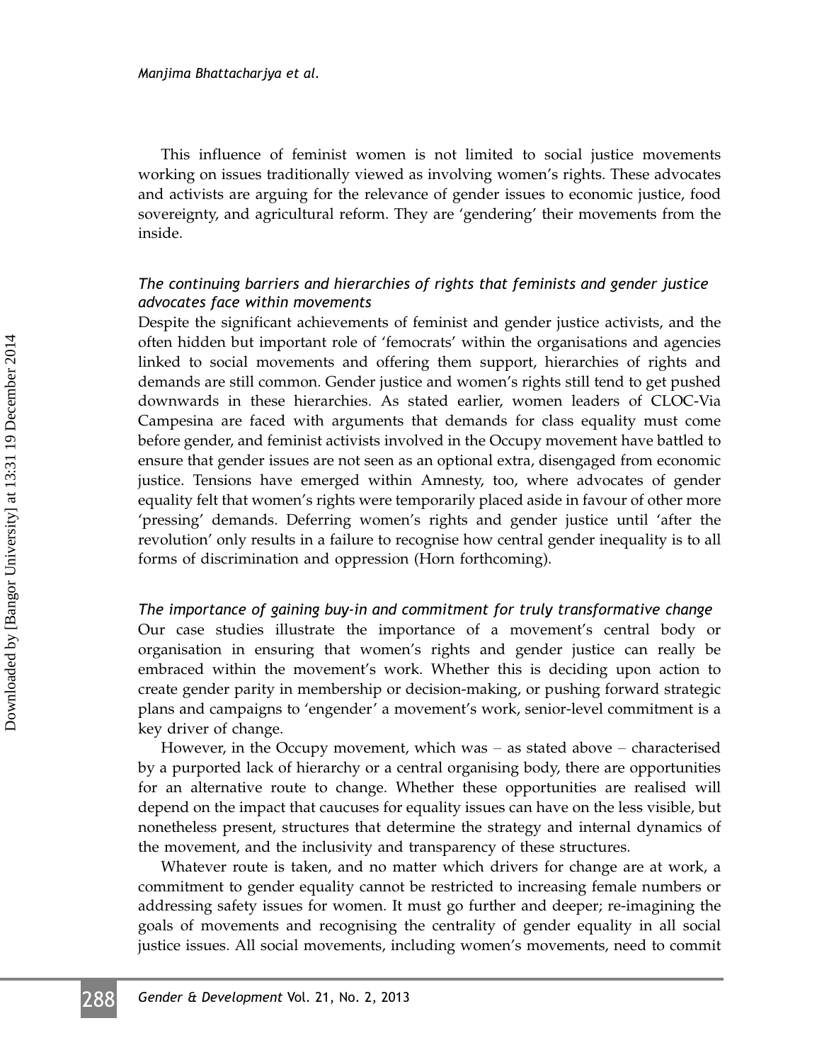This influence of feminist women is not limited to social justice movements working on issues traditionally viewed as involving women's rights. These advocates and activists are arguing for the relevance of gender issues to economic justice, food sovereignty, and agricultural reform. They are 'gendering' their movements from the inside.

### *The continuing barriers and hierarchies of rights that feminists and gender justice advocates face within movements*

Despite the significant achievements of feminist and gender justice activists, and the often hidden but important role of 'femocrats' within the organisations and agencies linked to social movements and offering them support, hierarchies of rights and demands are still common. Gender justice and women's rights still tend to get pushed downwards in these hierarchies. As stated earlier, women leaders of CLOC-Via Campesina are faced with arguments that demands for class equality must come before gender, and feminist activists involved in the Occupy movement have battled to ensure that gender issues are not seen as an optional extra, disengaged from economic justice. Tensions have emerged within Amnesty, too, where advocates of gender equality felt that women's rights were temporarily placed aside in favour of other more 'pressing' demands. Deferring women's rights and gender justice until 'after the revolution' only results in a failure to recognise how central gender inequality is to all forms of discrimination and oppression (Horn forthcoming).

### *The importance of gaining buy-in and commitment for truly transformative change*

Our case studies illustrate the importance of a movement's central body or organisation in ensuring that women's rights and gender justice can really be embraced within the movement's work. Whether this is deciding upon action to create gender parity in membership or decision-making, or pushing forward strategic plans and campaigns to 'engender' a movement's work, senior-level commitment is a key driver of change.

However, in the Occupy movement, which was – as stated above – characterised by a purported lack of hierarchy or a central organising body, there are opportunities for an alternative route to change. Whether these opportunities are realised will depend on the impact that caucuses for equality issues can have on the less visible, but nonetheless present, structures that determine the strategy and internal dynamics of the movement, and the inclusivity and transparency of these structures.

Whatever route is taken, and no matter which drivers for change are at work, a commitment to gender equality cannot be restricted to increasing female numbers or addressing safety issues for women. It must go further and deeper; re-imagining the goals of movements and recognising the centrality of gender equality in all social justice issues. All social movements, including women's movements, need to commit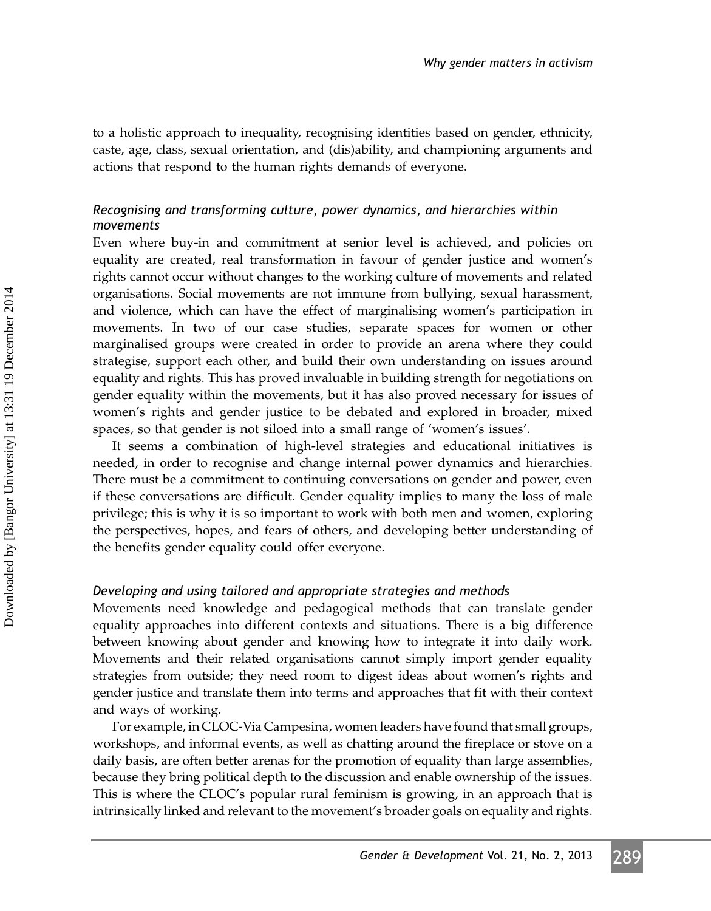to a holistic approach to inequality, recognising identities based on gender, ethnicity, caste, age, class, sexual orientation, and (dis)ability, and championing arguments and actions that respond to the human rights demands of everyone.

### *Recognising and transforming culture, power dynamics, and hierarchies within movements*

Even where buy-in and commitment at senior level is achieved, and policies on equality are created, real transformation in favour of gender justice and women's rights cannot occur without changes to the working culture of movements and related organisations. Social movements are not immune from bullying, sexual harassment, and violence, which can have the effect of marginalising women's participation in movements. In two of our case studies, separate spaces for women or other marginalised groups were created in order to provide an arena where they could strategise, support each other, and build their own understanding on issues around equality and rights. This has proved invaluable in building strength for negotiations on gender equality within the movements, but it has also proved necessary for issues of women's rights and gender justice to be debated and explored in broader, mixed spaces, so that gender is not siloed into a small range of 'women's issues'.

It seems a combination of high-level strategies and educational initiatives is needed, in order to recognise and change internal power dynamics and hierarchies. There must be a commitment to continuing conversations on gender and power, even if these conversations are difficult. Gender equality implies to many the loss of male privilege; this is why it is so important to work with both men and women, exploring the perspectives, hopes, and fears of others, and developing better understanding of the benefits gender equality could offer everyone.

### *Developing and using tailored and appropriate strategies and methods*

Movements need knowledge and pedagogical methods that can translate gender equality approaches into different contexts and situations. There is a big difference between knowing about gender and knowing how to integrate it into daily work. Movements and their related organisations cannot simply import gender equality strategies from outside; they need room to digest ideas about women's rights and gender justice and translate them into terms and approaches that fit with their context and ways of working.

For example, in CLOC-Via Campesina, women leaders have found that small groups, workshops, and informal events, as well as chatting around the fireplace or stove on a daily basis, are often better arenas for the promotion of equality than large assemblies, because they bring political depth to the discussion and enable ownership of the issues. This is where the CLOC's popular rural feminism is growing, in an approach that is intrinsically linked and relevant to the movement's broader goals on equality and rights.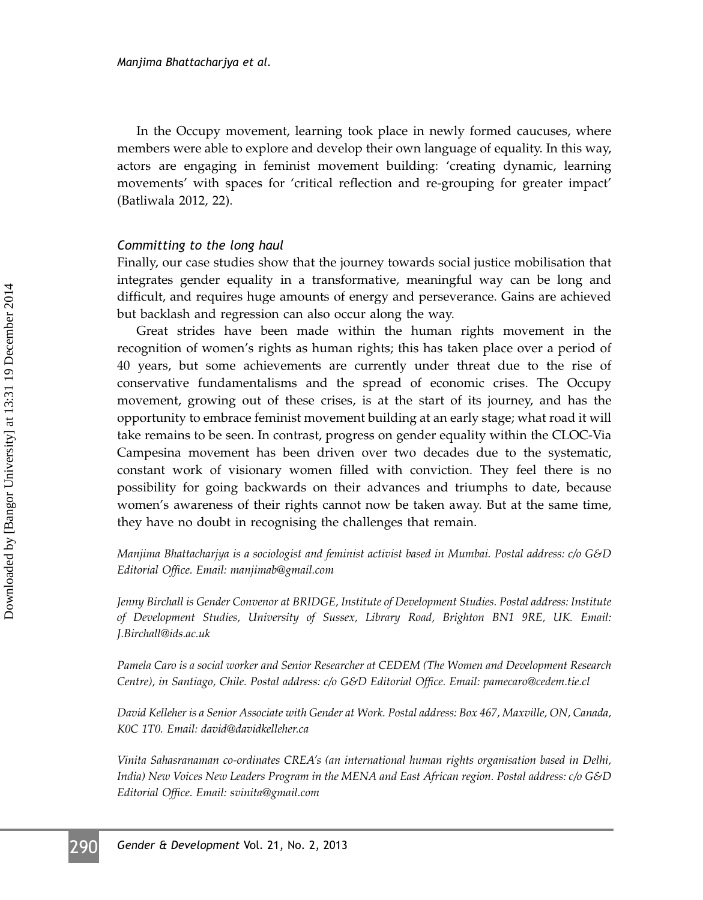In the Occupy movement, learning took place in newly formed caucuses, where members were able to explore and develop their own language of equality. In this way, actors are engaging in feminist movement building: 'creating dynamic, learning movements' with spaces for 'critical reflection and re-grouping for greater impact' (Batliwala 2012, 22).

### *Committing to the long haul*

Finally, our case studies show that the journey towards social justice mobilisation that integrates gender equality in a transformative, meaningful way can be long and difficult, and requires huge amounts of energy and perseverance. Gains are achieved but backlash and regression can also occur along the way.

Great strides have been made within the human rights movement in the recognition of women's rights as human rights; this has taken place over a period of 40 years, but some achievements are currently under threat due to the rise of conservative fundamentalisms and the spread of economic crises. The Occupy movement, growing out of these crises, is at the start of its journey, and has the opportunity to embrace feminist movement building at an early stage; what road it will take remains to be seen. In contrast, progress on gender equality within the CLOC-Via Campesina movement has been driven over two decades due to the systematic, constant work of visionary women filled with conviction. They feel there is no possibility for going backwards on their advances and triumphs to date, because women's awareness of their rights cannot now be taken away. But at the same time, they have no doubt in recognising the challenges that remain.

*Manjima Bhattacharjya is a sociologist and feminist activist based in Mumbai. Postal address: c/o G&D Editorial Office. Email: manjimab@gmail.com*

*Jenny Birchall is Gender Convenor at BRIDGE, Institute of Development Studies. Postal address: Institute of Development Studies, University of Sussex, Library Road, Brighton BN1 9RE, UK. Email: J.Birchall@ids.ac.uk*

*Pamela Caro is a social worker and Senior Researcher at CEDEM (The Women and Development Research Centre), in Santiago, Chile. Postal address: c/o G&D Editorial Office. Email: pamecaro@cedem.tie.cl*

*David Kelleher is a Senior Associate with Gender at Work. Postal address: Box 467, Maxville, ON, Canada, K0C 1T0. Email: david@davidkelleher.ca*

*Vinita Sahasranaman co-ordinates CREA's (an international human rights organisation based in Delhi, India) New Voices New Leaders Program in the MENA and East African region. Postal address: c/o G&D Editorial Office. Email: svinita@gmail.com*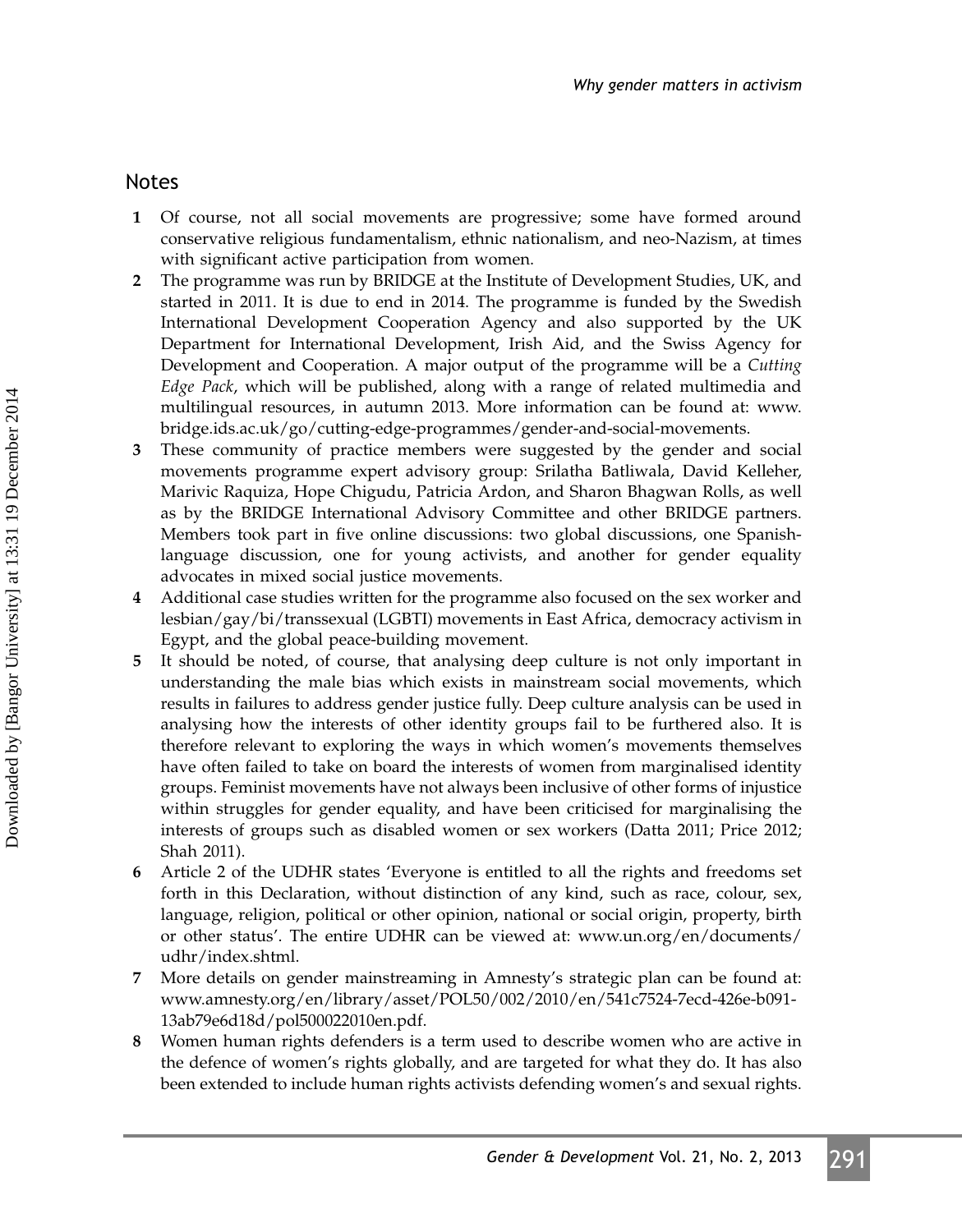## Notes

1. Of course, not all social movements are progressive; some have formed around conservative religious fundamentalism, ethnic nationalism, and neo-Nazism, at times with significant active participation from women.
2. The programme was run by BRIDGE at the Institute of Development Studies, UK, and started in 2011. It is due to end in 2014. The programme is funded by the Swedish International Development Cooperation Agency and also supported by the UK Department for International Development, Irish Aid, and the Swiss Agency for Development and Cooperation. A major output of the programme will be a *Cutting Edge Pack*, which will be published, along with a range of related multimedia and multilingual resources, in autumn 2013. More information can be found at: www.bridge.ids.ac.uk/go/cutting-edge-programmes/gender-and-social-movements.
3. These community of practice members were suggested by the gender and social movements programme expert advisory group: Srilatha Batliwala, David Kelleher, Marivic Raquiza, Hope Chigudu, Patricia Ardon, and Sharon Bhagwan Rolls, as well as by the BRIDGE International Advisory Committee and other BRIDGE partners. Members took part in five online discussions: two global discussions, one Spanish-language discussion, one for young activists, and another for gender equality advocates in mixed social justice movements.
4. Additional case studies written for the programme also focused on the sex worker and lesbian/gay/bi/transsexual (LGBTI) movements in East Africa, democracy activism in Egypt, and the global peace-building movement.
5. It should be noted, of course, that analysing deep culture is not only important in understanding the male bias which exists in mainstream social movements, which results in failures to address gender justice fully. Deep culture analysis can be used in analysing how the interests of other identity groups fail to be furthered also. It is therefore relevant to exploring the ways in which women's movements themselves have often failed to take on board the interests of women from marginalised identity groups. Feminist movements have not always been inclusive of other forms of injustice within struggles for gender equality, and have been criticised for marginalising the interests of groups such as disabled women or sex workers (Datta 2011; Price 2012; Shah 2011).
6. Article 2 of the UDHR states 'Everyone is entitled to all the rights and freedoms set forth in this Declaration, without distinction of any kind, such as race, colour, sex, language, religion, political or other opinion, national or social origin, property, birth or other status'. The entire UDHR can be viewed at: www.un.org/en/documents/udhr/index.shtml.
7. More details on gender mainstreaming in Amnesty's strategic plan can be found at: www.amnesty.org/en/library/asset/POL50/002/2010/en/541c7524-7ecd-426e-b091-13ab79e6d18d/pol500022010en.pdf.
8. Women human rights defenders is a term used to describe women who are active in the defence of women's rights globally, and are targeted for what they do. It has also been extended to include human rights activists defending women's and sexual rights.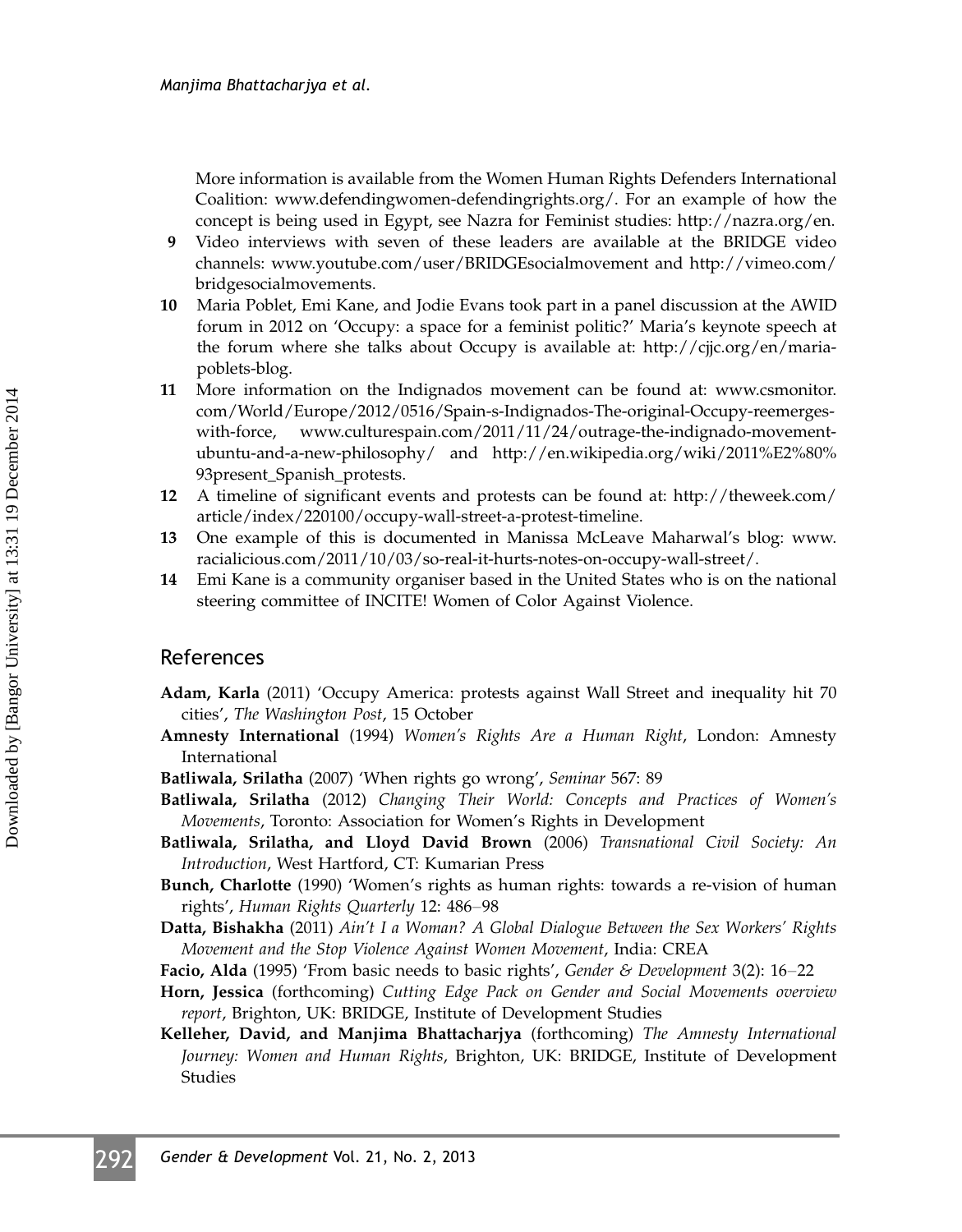More information is available from the Women Human Rights Defenders International Coalition: www.defendingwomen-defendingrights.org/. For an example of how the concept is being used in Egypt, see Nazra for Feminist studies: http://nazra.org/en.

9 Video interviews with seven of these leaders are available at the BRIDGE video channels: www.youtube.com/user/BRIDGEsocialmovement and http://vimeo.com/bridgesocialmovements.

10 Maria Poblet, Emi Kane, and Jodie Evans took part in a panel discussion at the AWID forum in 2012 on 'Occupy: a space for a feminist politic?' Maria's keynote speech at the forum where she talks about Occupy is available at: http://cjjc.org/en/maria-poblets-blog.

11 More information on the Indignados movement can be found at: www.csmonitor.com/World/Europe/2012/0516/Spain-s-Indignados-The-original-Occupy-reemerges-with-force, www.culturespain.com/2011/11/24/outrage-the-indignado-movement-ubuntu-and-a-new-philosophy/ and http://en.wikipedia.org/wiki/2011%E2%80%93present_Spanish_protests.

12 A timeline of significant events and protests can be found at: http://theweek.com/article/index/220100/occupy-wall-street-a-protest-timeline.

13 One example of this is documented in Manissa McLeave Maharwal's blog: www.racialicious.com/2011/10/03/so-real-it-hurts-notes-on-occupy-wall-street/.

14 Emi Kane is a community organiser based in the United States who is on the national steering committee of INCITE! Women of Color Against Violence.

## References

**Adam, Karla** (2011) 'Occupy America: protests against Wall Street and inequality hit 70 cities', *The Washington Post*, 15 October

**Amnesty International** (1994) *Women's Rights Are a Human Right*, London: Amnesty International

**Batliwala, Srilatha** (2007) 'When rights go wrong', *Seminar* 567: 89

**Batliwala, Srilatha** (2012) *Changing Their World: Concepts and Practices of Women's Movements*, Toronto: Association for Women's Rights in Development

**Batliwala, Srilatha, and Lloyd David Brown** (2006) *Transnational Civil Society: An Introduction*, West Hartford, CT: Kumarian Press

**Bunch, Charlotte** (1990) 'Women's rights as human rights: towards a re-vision of human rights', *Human Rights Quarterly* 12: 486–98

**Datta, Bishakha** (2011) *Ain't I a Woman? A Global Dialogue Between the Sex Workers' Rights Movement and the Stop Violence Against Women Movement*, India: CREA

**Facio, Alda** (1995) 'From basic needs to basic rights', *Gender & Development* 3(2): 16–22

**Horn, Jessica** (forthcoming) *Cutting Edge Pack on Gender and Social Movements overview report*, Brighton, UK: BRIDGE, Institute of Development Studies

**Kelleher, David, and Manjima Bhattacharjya** (forthcoming) *The Amnesty International Journey: Women and Human Rights*, Brighton, UK: BRIDGE, Institute of Development Studies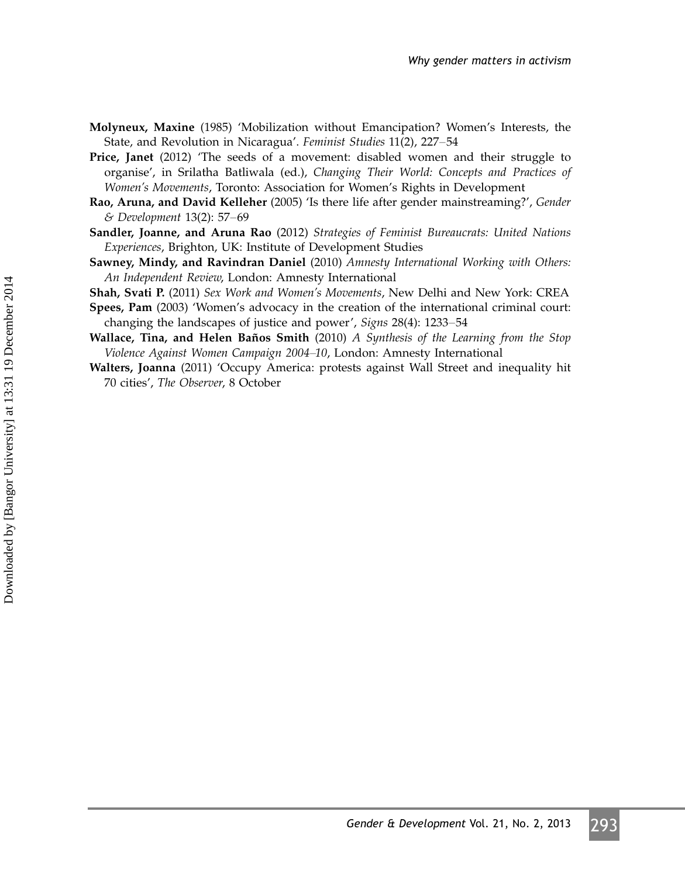**Molyneux, Maxine** (1985) 'Mobilization without Emancipation? Women's Interests, the State, and Revolution in Nicaragua'. *Feminist Studies* 11(2), 227–54

**Price, Janet** (2012) 'The seeds of a movement: disabled women and their struggle to organise', in Srilatha Batliwala (ed.), *Changing Their World: Concepts and Practices of Women's Movements*, Toronto: Association for Women's Rights in Development

**Rao, Aruna, and David Kelleher** (2005) 'Is there life after gender mainstreaming?', *Gender & Development* 13(2): 57–69

**Sandler, Joanne, and Aruna Rao** (2012) *Strategies of Feminist Bureaucrats: United Nations Experiences*, Brighton, UK: Institute of Development Studies

**Sawney, Mindy, and Ravindran Daniel** (2010) *Amnesty International Working with Others: An Independent Review*, London: Amnesty International

**Shah, Svati P.** (2011) *Sex Work and Women's Movements*, New Delhi and New York: CREA

**Spees, Pam** (2003) 'Women's advocacy in the creation of the international criminal court: changing the landscapes of justice and power', *Signs* 28(4): 1233–54

**Wallace, Tina, and Helen Baños Smith** (2010) *A Synthesis of the Learning from the Stop Violence Against Women Campaign 2004–10*, London: Amnesty International

**Walters, Joanna** (2011) 'Occupy America: protests against Wall Street and inequality hit 70 cities', *The Observer*, 8 October